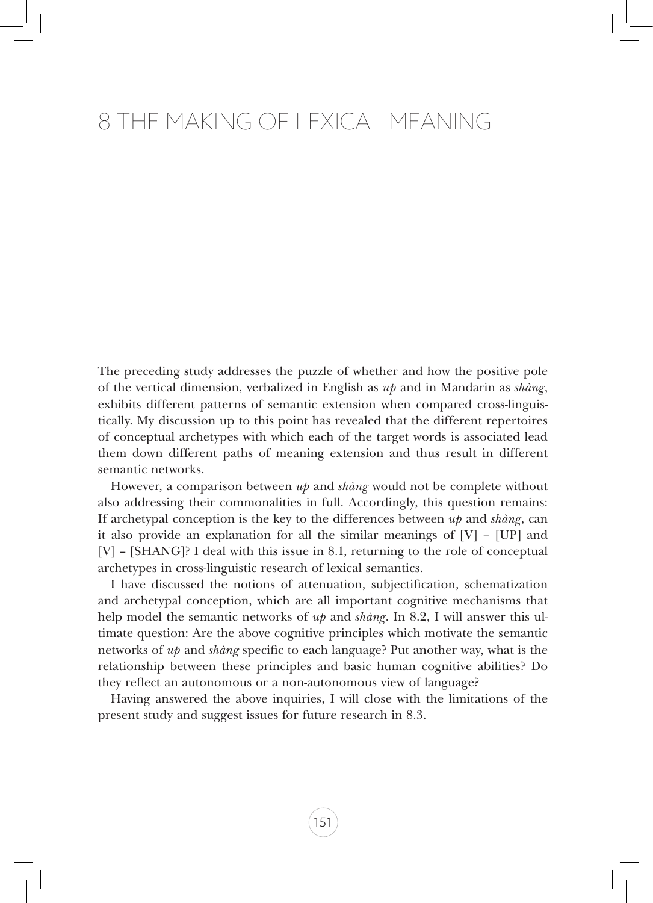# 8 THE MAKING OF LEXICAL MEANING

The preceding study addresses the puzzle of whether and how the positive pole of the vertical dimension, verbalized in English as *up* and in Mandarin as *shàng*, exhibits different patterns of semantic extension when compared cross-linguistically. My discussion up to this point has revealed that the different repertoires of conceptual archetypes with which each of the target words is associated lead them down different paths of meaning extension and thus result in different semantic networks.

However, a comparison between *up* and *shàng* would not be complete without also addressing their commonalities in full. Accordingly, this question remains: If archetypal conception is the key to the differences between *up* and *shàng*, can it also provide an explanation for all the similar meanings of [V] – [UP] and [V] – [SHANG]? I deal with this issue in 8.1, returning to the role of conceptual archetypes in cross-linguistic research of lexical semantics.

I have discussed the notions of attenuation, subjectification, schematization and archetypal conception, which are all important cognitive mechanisms that help model the semantic networks of *up* and *shàng*. In 8.2, I will answer this ultimate question: Are the above cognitive principles which motivate the semantic networks of *up* and *shàng* specific to each language? Put another way, what is the relationship between these principles and basic human cognitive abilities? Do they reflect an autonomous or a non-autonomous view of language?

Having answered the above inquiries, I will close with the limitations of the present study and suggest issues for future research in 8.3.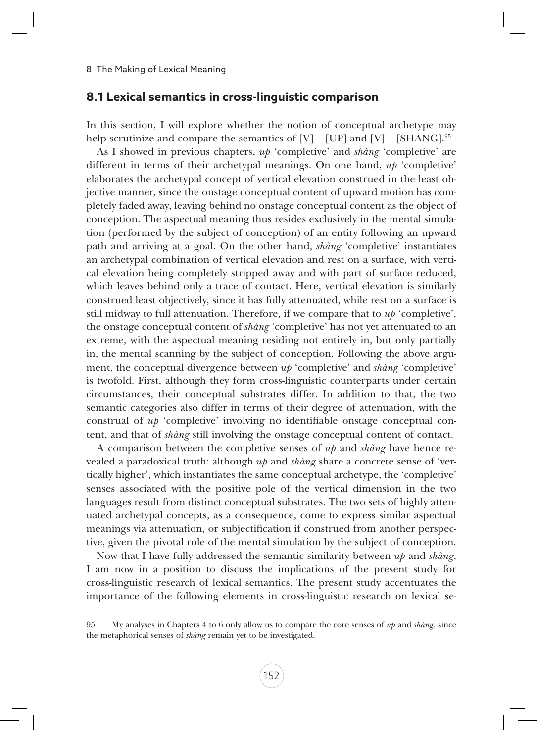## 8.1 Lexical semantics in cross-linguistic comparison

In this section, I will explore whether the notion of conceptual archetype may help scrutinize and compare the semantics of [V] – [UP] and [V] – [SHANG].[95]

As I showed in previous chapters, *up* 'completive' and *shàng* 'completive' are different in terms of their archetypal meanings. On one hand, *up* 'completive' elaborates the archetypal concept of vertical elevation construed in the least objective manner, since the onstage conceptual content of upward motion has completely faded away, leaving behind no onstage conceptual content as the object of conception. The aspectual meaning thus resides exclusively in the mental simulation (performed by the subject of conception) of an entity following an upward path and arriving at a goal. On the other hand, *shàng* 'completive' instantiates an archetypal combination of vertical elevation and rest on a surface, with vertical elevation being completely stripped away and with part of surface reduced, which leaves behind only a trace of contact. Here, vertical elevation is similarly construed least objectively, since it has fully attenuated, while rest on a surface is still midway to full attenuation. Therefore, if we compare that to *up* 'completive', the onstage conceptual content of *shàng* 'completive' has not yet attenuated to an extreme, with the aspectual meaning residing not entirely in, but only partially in, the mental scanning by the subject of conception. Following the above argument, the conceptual divergence between *up* 'completive' and *shàng* 'completive' is twofold. First, although they form cross-linguistic counterparts under certain circumstances, their conceptual substrates differ. In addition to that, the two semantic categories also differ in terms of their degree of attenuation, with the construal of *up* 'completive' involving no identifiable onstage conceptual content, and that of *shàng* still involving the onstage conceptual content of contact.

A comparison between the completive senses of *up* and *shàng* have hence revealed a paradoxical truth: although *up* and *shàng* share a concrete sense of 'vertically higher', which instantiates the same conceptual archetype, the 'completive' senses associated with the positive pole of the vertical dimension in the two languages result from distinct conceptual substrates. The two sets of highly attenuated archetypal concepts, as a consequence, come to express similar aspectual meanings via attenuation, or subjectification if construed from another perspective, given the pivotal role of the mental simulation by the subject of conception.

Now that I have fully addressed the semantic similarity between *up* and *shàng*, I am now in a position to discuss the implications of the present study for cross-linguistic research of lexical semantics. The present study accentuates the importance of the following elements in cross-linguistic research on lexical se-

---

[95] My analyses in Chapters 4 to 6 only allow us to compare the core senses of *up* and *shàng*, since the metaphorical senses of *shàng* remain yet to be investigated.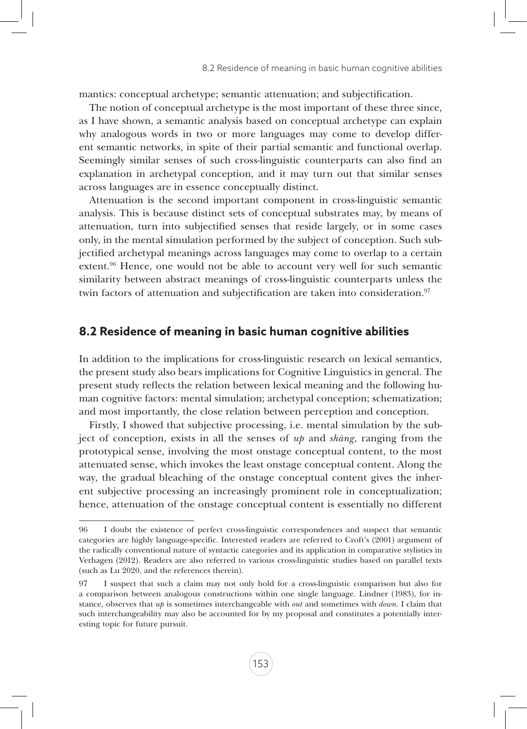mantics: conceptual archetype; semantic attenuation; and subjectification.

The notion of conceptual archetype is the most important of these three since, as I have shown, a semantic analysis based on conceptual archetype can explain why analogous words in two or more languages may come to develop different semantic networks, in spite of their partial semantic and functional overlap. Seemingly similar senses of such cross-linguistic counterparts can also find an explanation in archetypal conception, and it may turn out that similar senses across languages are in essence conceptually distinct.

Attenuation is the second important component in cross-linguistic semantic analysis. This is because distinct sets of conceptual substrates may, by means of attenuation, turn into subjectified senses that reside largely, or in some cases only, in the mental simulation performed by the subject of conception. Such subjectified archetypal meanings across languages may come to overlap to a certain extent.[96] Hence, one would not be able to account very well for such semantic similarity between abstract meanings of cross-linguistic counterparts unless the twin factors of attenuation and subjectification are taken into consideration.[97]

## 8.2 Residence of meaning in basic human cognitive abilities

In addition to the implications for cross-linguistic research on lexical semantics, the present study also bears implications for Cognitive Linguistics in general. The present study reflects the relation between lexical meaning and the following human cognitive factors: mental simulation; archetypal conception; schematization; and most importantly, the close relation between perception and conception.

Firstly, I showed that subjective processing, i.e. mental simulation by the subject of conception, exists in all the senses of *up* and *shàng*, ranging from the prototypical sense, involving the most onstage conceptual content, to the most attenuated sense, which invokes the least onstage conceptual content. Along the way, the gradual bleaching of the onstage conceptual content gives the inherent subjective processing an increasingly prominent role in conceptualization; hence, attenuation of the onstage conceptual content is essentially no different

96 I doubt the existence of perfect cross-linguistic correspondences and suspect that semantic categories are highly language-specific. Interested readers are referred to Croft's (2001) argument of the radically conventional nature of syntactic categories and its application in comparative stylistics in Verhagen (2012). Readers are also referred to various cross-linguistic studies based on parallel texts (such as Lu 2020, and the references therein).

97 I suspect that such a claim may not only hold for a cross-linguistic comparison but also for a comparison between analogous constructions within one single language. Lindner (1983), for instance, observes that *up* is sometimes interchangeable with *out* and sometimes with *down*. I claim that such interchangeability may also be accounted for by my proposal and constitutes a potentially interesting topic for future pursuit.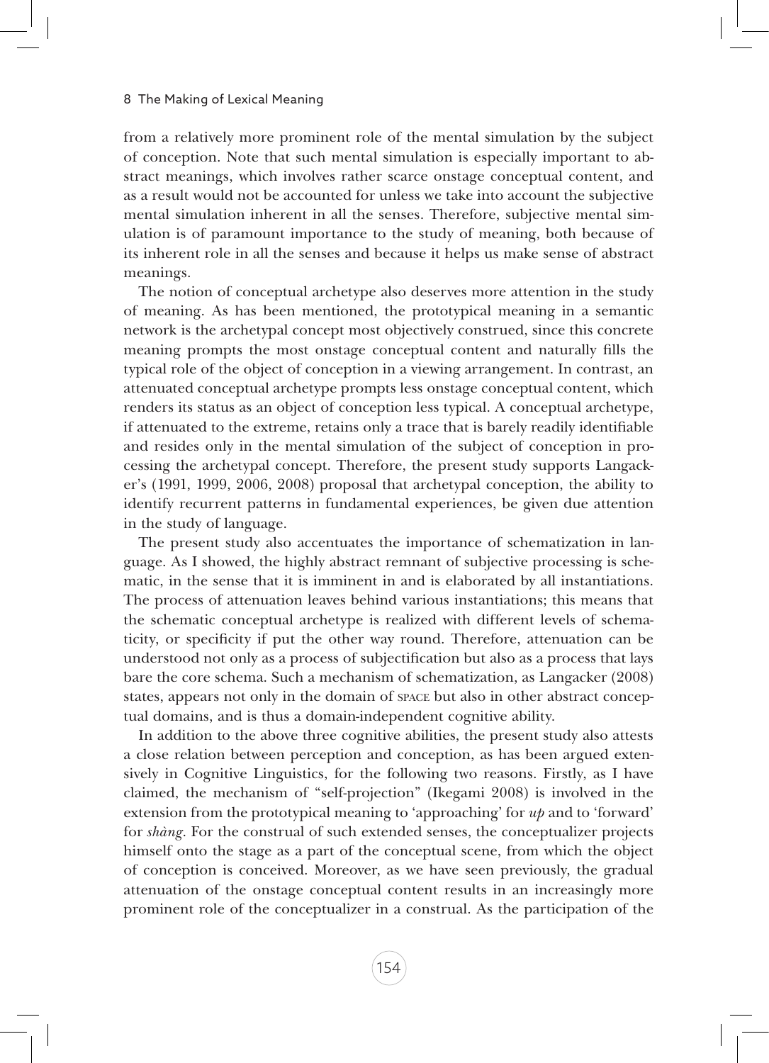from a relatively more prominent role of the mental simulation by the subject of conception. Note that such mental simulation is especially important to abstract meanings, which involves rather scarce onstage conceptual content, and as a result would not be accounted for unless we take into account the subjective mental simulation inherent in all the senses. Therefore, subjective mental simulation is of paramount importance to the study of meaning, both because of its inherent role in all the senses and because it helps us make sense of abstract meanings.

The notion of conceptual archetype also deserves more attention in the study of meaning. As has been mentioned, the prototypical meaning in a semantic network is the archetypal concept most objectively construed, since this concrete meaning prompts the most onstage conceptual content and naturally fills the typical role of the object of conception in a viewing arrangement. In contrast, an attenuated conceptual archetype prompts less onstage conceptual content, which renders its status as an object of conception less typical. A conceptual archetype, if attenuated to the extreme, retains only a trace that is barely readily identifiable and resides only in the mental simulation of the subject of conception in processing the archetypal concept. Therefore, the present study supports Langacker's (1991, 1999, 2006, 2008) proposal that archetypal conception, the ability to identify recurrent patterns in fundamental experiences, be given due attention in the study of language.

The present study also accentuates the importance of schematization in language. As I showed, the highly abstract remnant of subjective processing is schematic, in the sense that it is imminent in and is elaborated by all instantiations. The process of attenuation leaves behind various instantiations; this means that the schematic conceptual archetype is realized with different levels of schematicity, or specificity if put the other way round. Therefore, attenuation can be understood not only as a process of subjectification but also as a process that lays bare the core schema. Such a mechanism of schematization, as Langacker (2008) states, appears not only in the domain of SPACE but also in other abstract conceptual domains, and is thus a domain-independent cognitive ability.

In addition to the above three cognitive abilities, the present study also attests a close relation between perception and conception, as has been argued extensively in Cognitive Linguistics, for the following two reasons. Firstly, as I have claimed, the mechanism of "self-projection" (Ikegami 2008) is involved in the extension from the prototypical meaning to 'approaching' for *up* and to 'forward' for *shàng*. For the construal of such extended senses, the conceptualizer projects himself onto the stage as a part of the conceptual scene, from which the object of conception is conceived. Moreover, as we have seen previously, the gradual attenuation of the onstage conceptual content results in an increasingly more prominent role of the conceptualizer in a construal. As the participation of the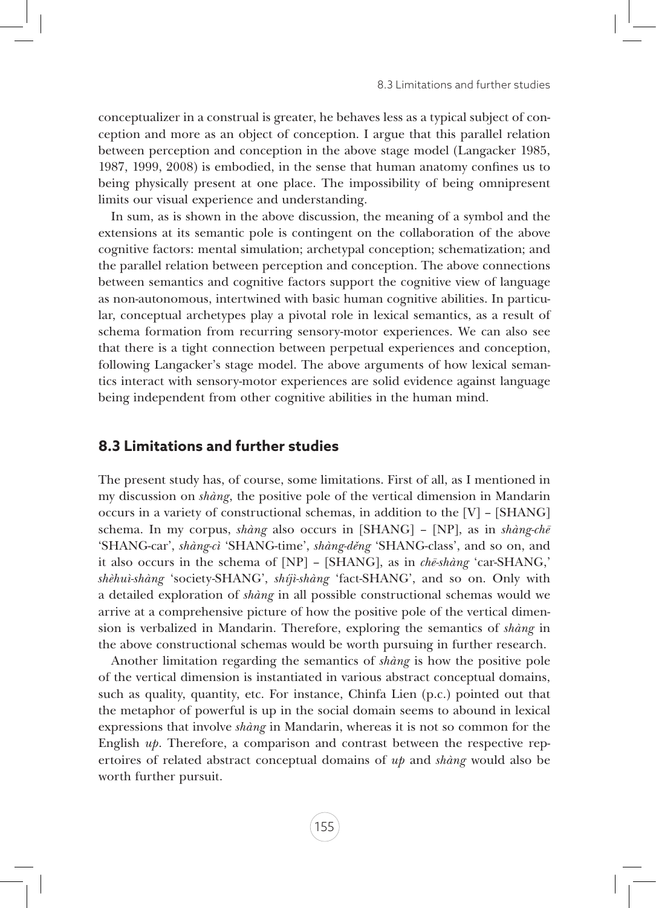conceptualizer in a construal is greater, he behaves less as a typical subject of conception and more as an object of conception. I argue that this parallel relation between perception and conception in the above stage model (Langacker 1985, 1987, 1999, 2008) is embodied, in the sense that human anatomy confines us to being physically present at one place. The impossibility of being omnipresent limits our visual experience and understanding.

In sum, as is shown in the above discussion, the meaning of a symbol and the extensions at its semantic pole is contingent on the collaboration of the above cognitive factors: mental simulation; archetypal conception; schematization; and the parallel relation between perception and conception. The above connections between semantics and cognitive factors support the cognitive view of language as non-autonomous, intertwined with basic human cognitive abilities. In particular, conceptual archetypes play a pivotal role in lexical semantics, as a result of schema formation from recurring sensory-motor experiences. We can also see that there is a tight connection between perpetual experiences and conception, following Langacker's stage model. The above arguments of how lexical semantics interact with sensory-motor experiences are solid evidence against language being independent from other cognitive abilities in the human mind.

## 8.3 Limitations and further studies

The present study has, of course, some limitations. First of all, as I mentioned in my discussion on *shàng*, the positive pole of the vertical dimension in Mandarin occurs in a variety of constructional schemas, in addition to the [V] – [SHANG] schema. In my corpus, *shàng* also occurs in [SHANG] – [NP], as in *shàng-chē* 'SHANG-car', *shàng-cì* 'SHANG-time', *shàng-děng* 'SHANG-class', and so on, and it also occurs in the schema of [NP] – [SHANG], as in *chē-shàng* 'car-SHANG,' *shèhuì-shàng* 'society-SHANG', *shíjì-shàng* 'fact-SHANG', and so on. Only with a detailed exploration of *shàng* in all possible constructional schemas would we arrive at a comprehensive picture of how the positive pole of the vertical dimension is verbalized in Mandarin. Therefore, exploring the semantics of *shàng* in the above constructional schemas would be worth pursuing in further research.

Another limitation regarding the semantics of *shàng* is how the positive pole of the vertical dimension is instantiated in various abstract conceptual domains, such as quality, quantity, etc. For instance, Chinfa Lien (p.c.) pointed out that the metaphor of powerful is up in the social domain seems to abound in lexical expressions that involve *shàng* in Mandarin, whereas it is not so common for the English *up*. Therefore, a comparison and contrast between the respective repertoires of related abstract conceptual domains of *up* and *shàng* would also be worth further pursuit.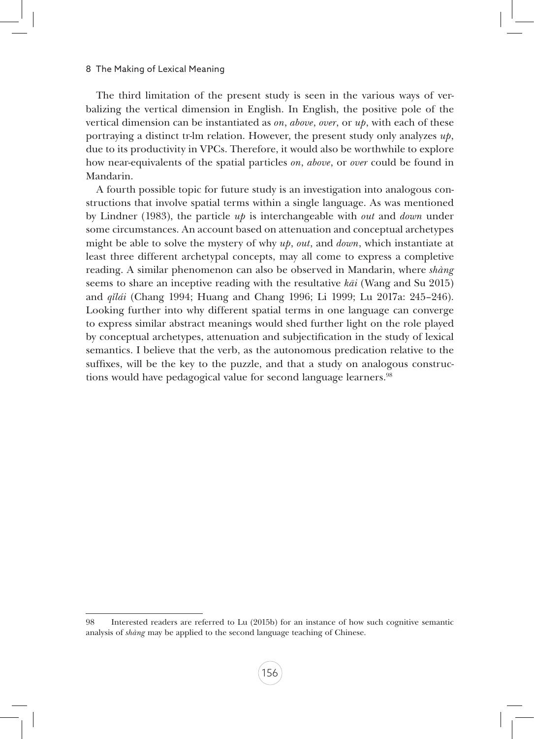The third limitation of the present study is seen in the various ways of verbalizing the vertical dimension in English. In English, the positive pole of the vertical dimension can be instantiated as *on*, *above*, *over*, or *up*, with each of these portraying a distinct tr-lm relation. However, the present study only analyzes *up*, due to its productivity in VPCs. Therefore, it would also be worthwhile to explore how near-equivalents of the spatial particles *on*, *above*, or *over* could be found in Mandarin.

A fourth possible topic for future study is an investigation into analogous constructions that involve spatial terms within a single language. As was mentioned by Lindner (1983), the particle *up* is interchangeable with *out* and *down* under some circumstances. An account based on attenuation and conceptual archetypes might be able to solve the mystery of why *up*, *out*, and *down*, which instantiate at least three different archetypal concepts, may all come to express a completive reading. A similar phenomenon can also be observed in Mandarin, where *shàng* seems to share an inceptive reading with the resultative *kāi* (Wang and Su 2015) and *qǐlái* (Chang 1994; Huang and Chang 1996; Li 1999; Lu 2017a: 245–246). Looking further into why different spatial terms in one language can converge to express similar abstract meanings would shed further light on the role played by conceptual archetypes, attenuation and subjectification in the study of lexical semantics. I believe that the verb, as the autonomous predication relative to the suffixes, will be the key to the puzzle, and that a study on analogous constructions would have pedagogical value for second language learners.[98]

---

98 Interested readers are referred to Lu (2015b) for an instance of how such cognitive semantic analysis of *shàng* may be applied to the second language teaching of Chinese.